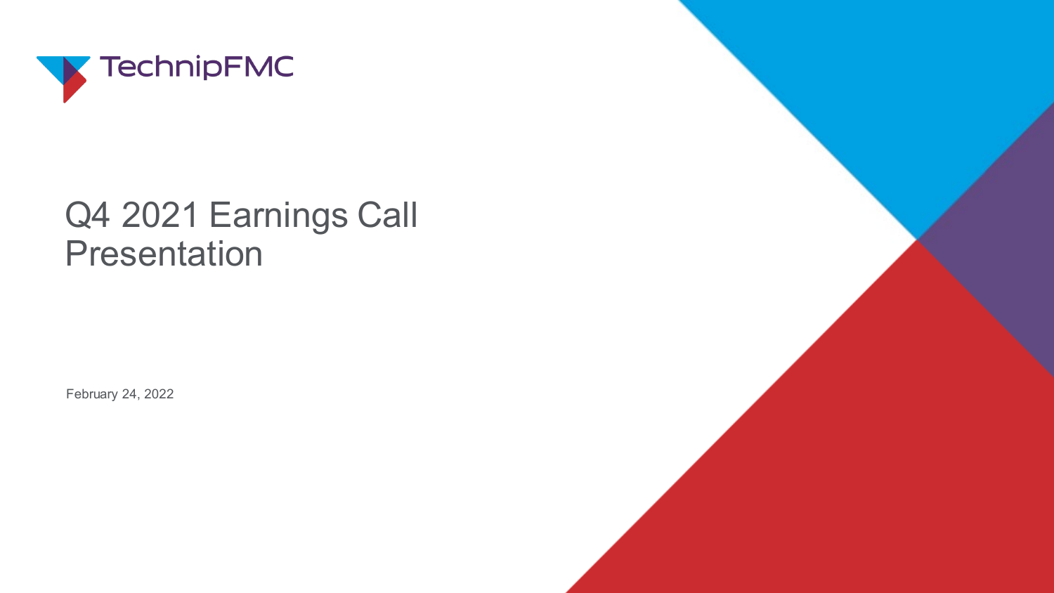TechnipFMC

# Q4 2021 Earnings Call Presentation

February 24, 2022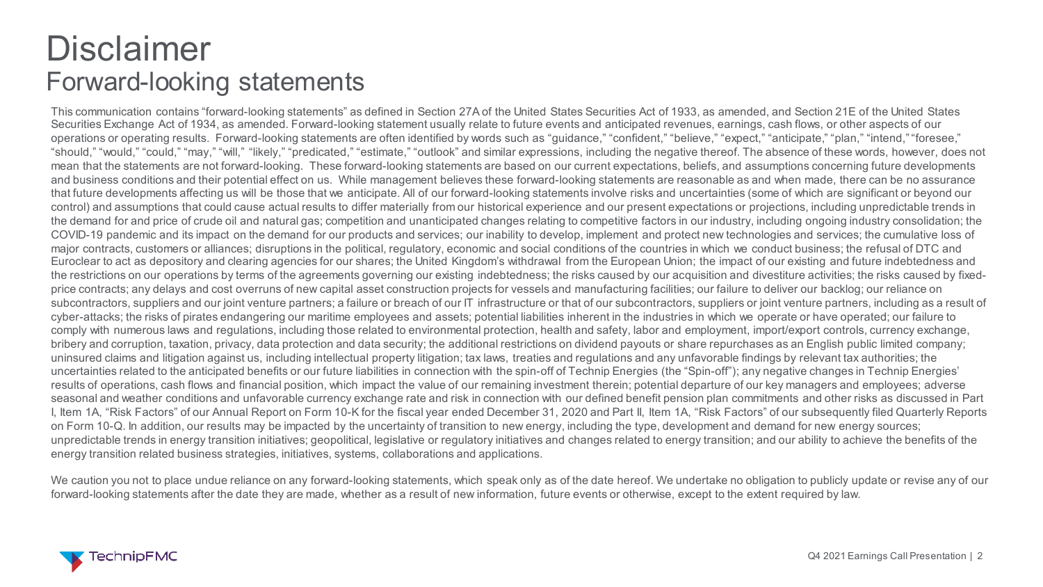# Disclaimer

## Forward-looking statements

This communication contains "forward-looking statements" as defined in Section 27A of the United States Securities Act of 1933, as amended, and Section 21E of the United States Securities Exchange Act of 1934, as amended. Forward-looking statement usually relate to future events and anticipated revenues, earnings, cash flows, or other aspects of our operations or operating results. Forward-looking statements are often identified by words such as "guidance," "confident," "believe," "expect," "anticipate," "plan," "intend," "foresee," "should," "would," "could," "may," "will," "likely," "predicated," "estimate," "outlook" and similar expressions, including the negative thereof. The absence of these words, however, does not mean that the statements are not forward-looking. These forward-looking statements are based on our current expectations, beliefs, and assumptions concerning future developments and business conditions and their potential effect on us. While management believes these forward-looking statements are reasonable as and when made, there can be no assurance that future developments affecting us will be those that we anticipate. All of our forward-looking statements involve risks and uncertainties (some of which are significant or beyond our control) and assumptions that could cause actual results to differ materially from our historical experience and our present expectations or projections, including unpredictable trends in the demand for and price of crude oil and natural gas; competition and unanticipated changes relating to competitive factors in our industry, including ongoing industry consolidation; the COVID-19 pandemic and its impact on the demand for our products and services; our inability to develop, implement and protect new technologies and services; the cumulative loss of major contracts, customers or alliances; disruptions in the political, regulatory, economic and social conditions of the countries in which we conduct business; the refusal of DTC and Euroclear to act as depository and clearing agencies for our shares; the United Kingdom's withdrawal from the European Union; the impact of our existing and future indebtedness and the restrictions on our operations by terms of the agreements governing our existing indebtedness; the risks caused by our acquisition and divestiture activities; the risks caused by fixed-price contracts; any delays and cost overruns of new capital asset construction projects for vessels and manufacturing facilities; our failure to deliver our backlog; our reliance on subcontractors, suppliers and our joint venture partners; a failure or breach of our IT infrastructure or that of our subcontractors, suppliers or joint venture partners, including as a result of cyber-attacks; the risks of pirates endangering our maritime employees and assets; potential liabilities inherent in the industries in which we operate or have operated; our failure to comply with numerous laws and regulations, including those related to environmental protection, health and safety, labor and employment, import/export controls, currency exchange, bribery and corruption, taxation, privacy, data protection and data security; the additional restrictions on dividend payouts or share repurchases as an English public limited company; uninsured claims and litigation against us, including intellectual property litigation; tax laws, treaties and regulations and any unfavorable findings by relevant tax authorities; the uncertainties related to the anticipated benefits or our future liabilities in connection with the spin-off of Technip Energies (the "Spin-off"); any negative changes in Technip Energies' results of operations, cash flows and financial position, which impact the value of our remaining investment therein; potential departure of our key managers and employees; adverse seasonal and weather conditions and unfavorable currency exchange rate and risk in connection with our defined benefit pension plan commitments and other risks as discussed in Part I, Item 1A, "Risk Factors" of our Annual Report on Form 10-K for the fiscal year ended December 31, 2020 and Part II, Item 1A, "Risk Factors" of our subsequently filed Quarterly Reports on Form 10-Q. In addition, our results may be impacted by the uncertainty of transition to new energy, including the type, development and demand for new energy sources; unpredictable trends in energy transition initiatives; geopolitical, legislative or regulatory initiatives and changes related to energy transition; and our ability to achieve the benefits of the energy transition related business strategies, initiatives, systems, collaborations and applications.

We caution you not to place undue reliance on any forward-looking statements, which speak only as of the date hereof. We undertake no obligation to publicly update or revise any of our forward-looking statements after the date they are made, whether as a result of new information, future events or otherwise, except to the extent required by law.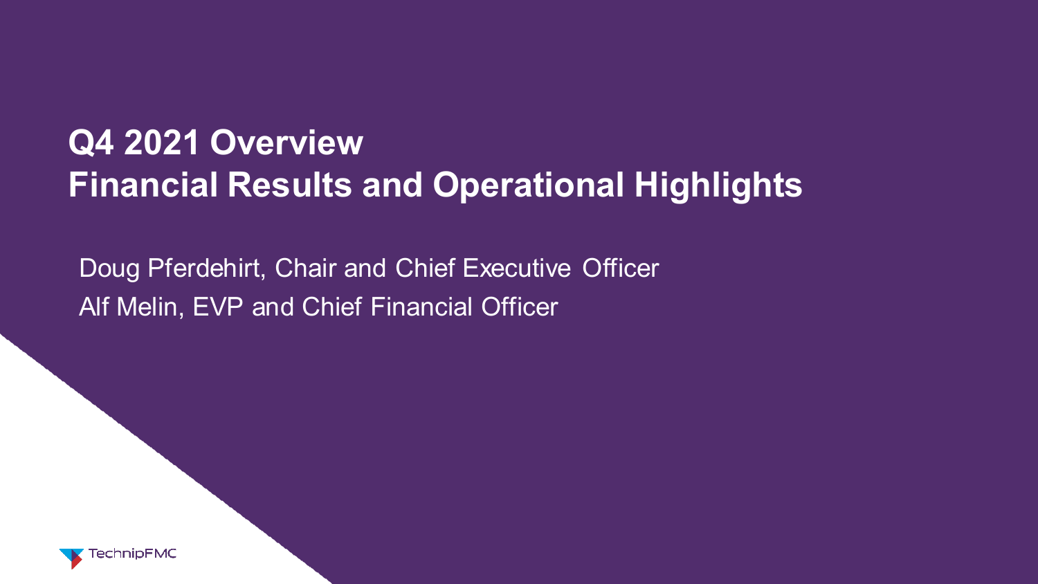# Q4 2021 Overview
# Financial Results and Operational Highlights

Doug Pferdehirt, Chair and Chief Executive Officer

Alf Melin, EVP and Chief Financial Officer

TechnipFMC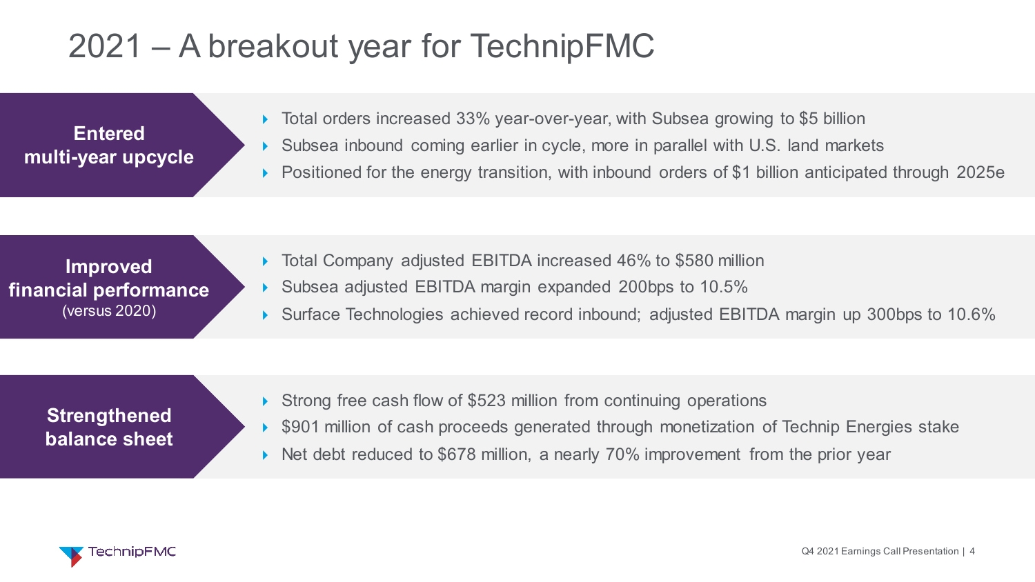# 2021 – A breakout year for TechnipFMC

**Entered multi-year upcycle**

- Total orders increased 33% year-over-year, with Subsea growing to $5 billion
- Subsea inbound coming earlier in cycle, more in parallel with U.S. land markets
- Positioned for the energy transition, with inbound orders of $1 billion anticipated through 2025e

**Improved financial performance** (versus 2020)

- Total Company adjusted EBITDA increased 46% to $580 million
- Subsea adjusted EBITDA margin expanded 200bps to 10.5%
- Surface Technologies achieved record inbound; adjusted EBITDA margin up 300bps to 10.6%

**Strengthened balance sheet**

- Strong free cash flow of $523 million from continuing operations
- $901 million of cash proceeds generated through monetization of Technip Energies stake
- Net debt reduced to $678 million, a nearly 70% improvement from the prior year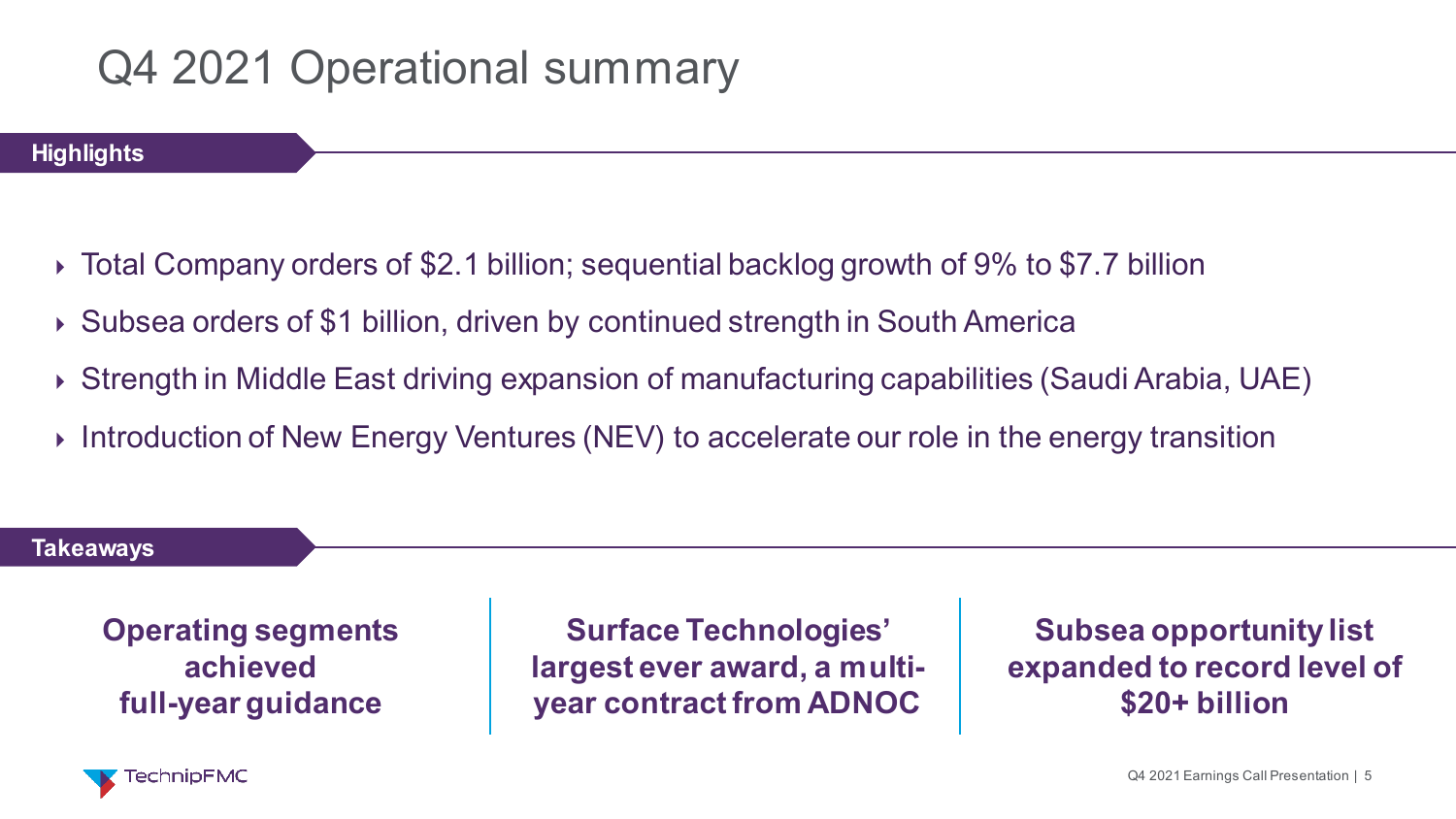# Q4 2021 Operational summary

## Highlights

- Total Company orders of $2.1 billion; sequential backlog growth of 9% to $7.7 billion
- Subsea orders of $1 billion, driven by continued strength in South America
- Strength in Middle East driving expansion of manufacturing capabilities (Saudi Arabia, UAE)
- Introduction of New Energy Ventures (NEV) to accelerate our role in the energy transition

## Takeaways

**Operating segments achieved full-year guidance**

**Surface Technologies' largest ever award, a multi-year contract from ADNOC**

**Subsea opportunity list expanded to record level of $20+ billion**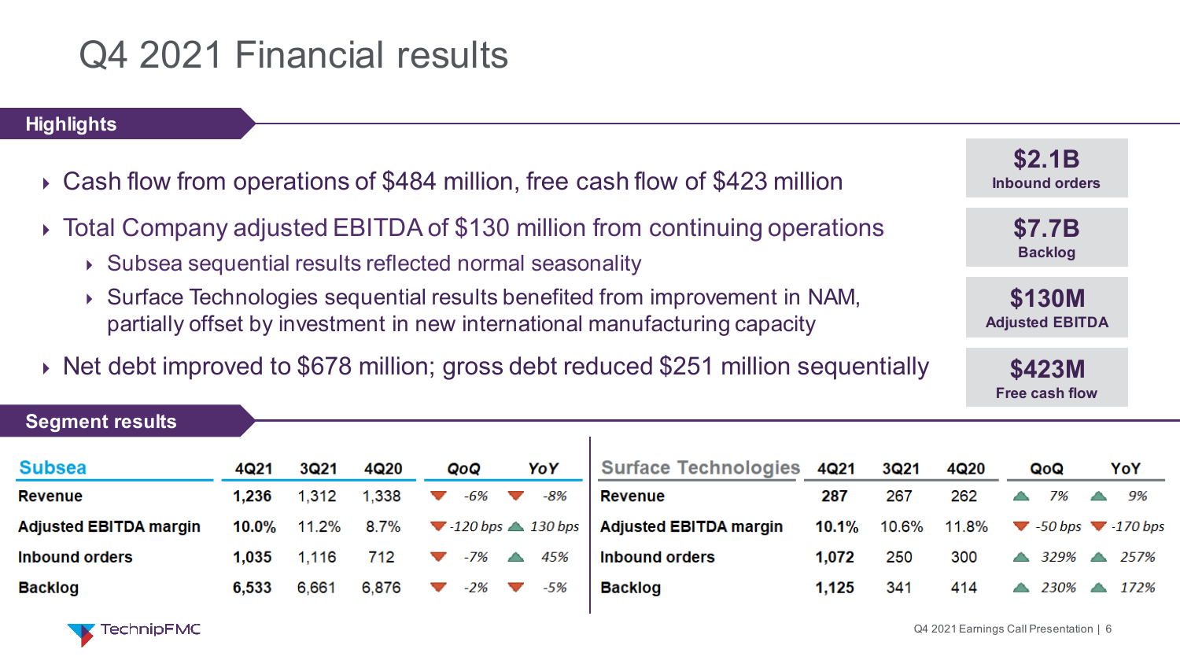# Q4 2021 Financial results

## Highlights

- Cash flow from operations of $484 million, free cash flow of $423 million
- Total Company adjusted EBITDA of $130 million from continuing operations
  - Subsea sequential results reflected normal seasonality
  - Surface Technologies sequential results benefited from improvement in NAM, partially offset by investment in new international manufacturing capacity
- Net debt improved to $678 million; gross debt reduced $251 million sequentially

**$2.1B**
Inbound orders

**$7.7B**
Backlog

**$130M**
Adjusted EBITDA

**$423M**
Free cash flow

## Segment results

| Subsea | 4Q21 | 3Q21 | 4Q20 | QoQ | YoY |
|---|---|---|---|---|---|
| **Revenue** | **1,236** | 1,312 | 1,338 | ▼ -6% | ▼ -8% |
| **Adjusted EBITDA margin** | **10.0%** | 11.2% | 8.7% | ▼ -120 bps | ▲ 130 bps |
| **Inbound orders** | **1,035** | 1,116 | 712 | ▼ -7% | ▲ 45% |
| **Backlog** | **6,533** | 6,661 | 6,876 | ▼ -2% | ▼ -5% |

| Surface Technologies | 4Q21 | 3Q21 | 4Q20 | QoQ | YoY |
|---|---|---|---|---|---|
| **Revenue** | **287** | 267 | 262 | ▲ 7% | ▲ 9% |
| **Adjusted EBITDA margin** | **10.1%** | 10.6% | 11.8% | ▼ -50 bps | ▼ -170 bps |
| **Inbound orders** | **1,072** | 250 | 300 | ▲ 329% | ▲ 257% |
| **Backlog** | **1,125** | 341 | 414 | ▲ 230% | ▲ 172% |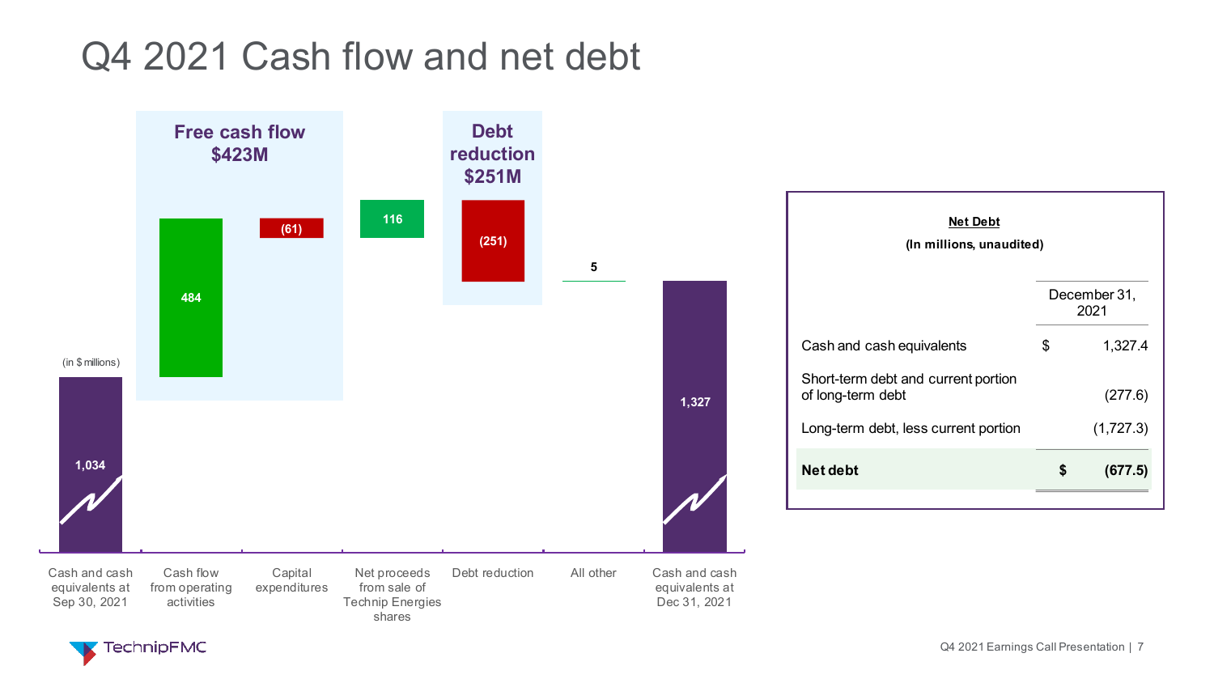# Q4 2021 Cash flow and net debt

(in $ millions)

| | Cash and cash equivalents at Sep 30, 2021 | Cash flow from operating activities | Capital expenditures | Net proceeds from sale of Technip Energies shares | Debt reduction | All other | Cash and cash equivalents at Dec 31, 2021 |
|---|---|---|---|---|---|---|---|
| Value | 1,034 | 484 | (61) | 116 | (251) | 5 | 1,327 |

**Free cash flow $423M**

**Debt reduction $251M**

**Net Debt**

**(In millions, unaudited)**

| | December 31, 2021 |
|---|---|
| Cash and cash equivalents | $ 1,327.4 |
| Short-term debt and current portion of long-term debt | (277.6) |
| Long-term debt, less current portion | (1,727.3) |
| **Net debt** | **$ (677.5)** |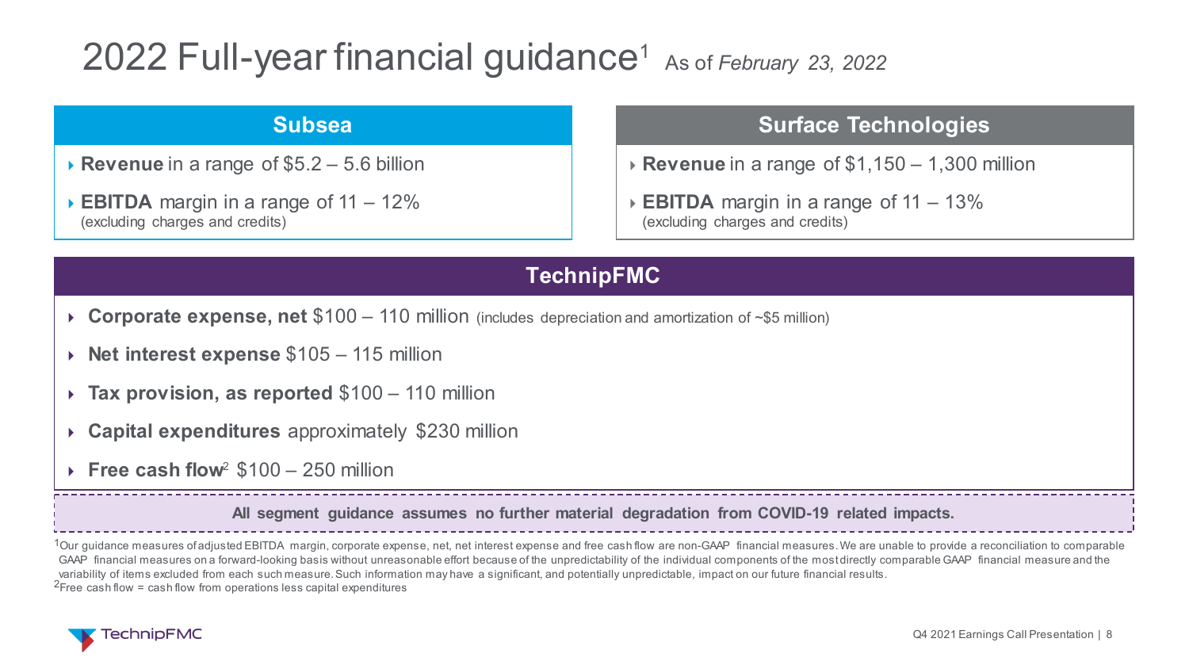# 2022 Full-year financial guidance[1] As of *February 23, 2022*

## Subsea

- **Revenue** in a range of $5.2 – 5.6 billion
- **EBITDA** margin in a range of 11 – 12%
  (excluding charges and credits)

## Surface Technologies

- **Revenue** in a range of $1,150 – 1,300 million
- **EBITDA** margin in a range of 11 – 13%
  (excluding charges and credits)

## TechnipFMC

- **Corporate expense, net** $100 – 110 million (includes depreciation and amortization of ~$5 million)
- **Net interest expense** $105 – 115 million
- **Tax provision, as reported** $100 – 110 million
- **Capital expenditures** approximately $230 million
- **Free cash flow**[2] $100 – 250 million

**All segment guidance assumes no further material degradation from COVID-19 related impacts.**

[1]Our guidance measures of adjusted EBITDA margin, corporate expense, net, net interest expense and free cash flow are non-GAAP financial measures. We are unable to provide a reconciliation to comparable GAAP financial measures on a forward-looking basis without unreasonable effort because of the unpredictability of the individual components of the most directly comparable GAAP financial measure and the variability of items excluded from each such measure. Such information may have a significant, and potentially unpredictable, impact on our future financial results.

[2]Free cash flow = cash flow from operations less capital expenditures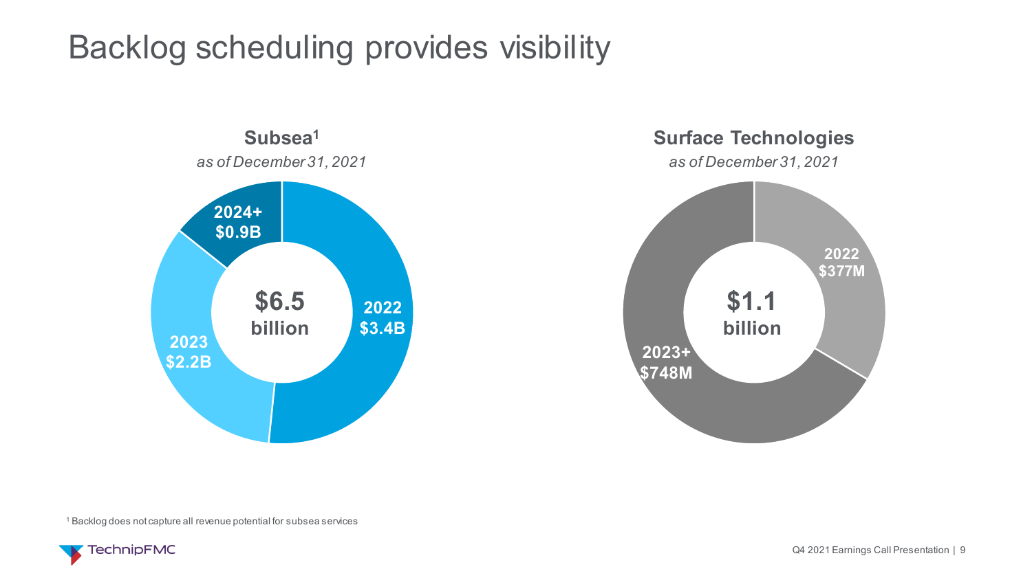# Backlog scheduling provides visibility

**Subsea**[1]

*as of December 31, 2021*

**$6.5 billion**

- **2022** **$3.4B**
- **2023** **$2.2B**
- **2024+** **$0.9B**

**Surface Technologies**

*as of December 31, 2021*

**$1.1 billion**

- **2022** **$377M**
- **2023+** **$748M**

[1] Backlog does not capture all revenue potential for subsea services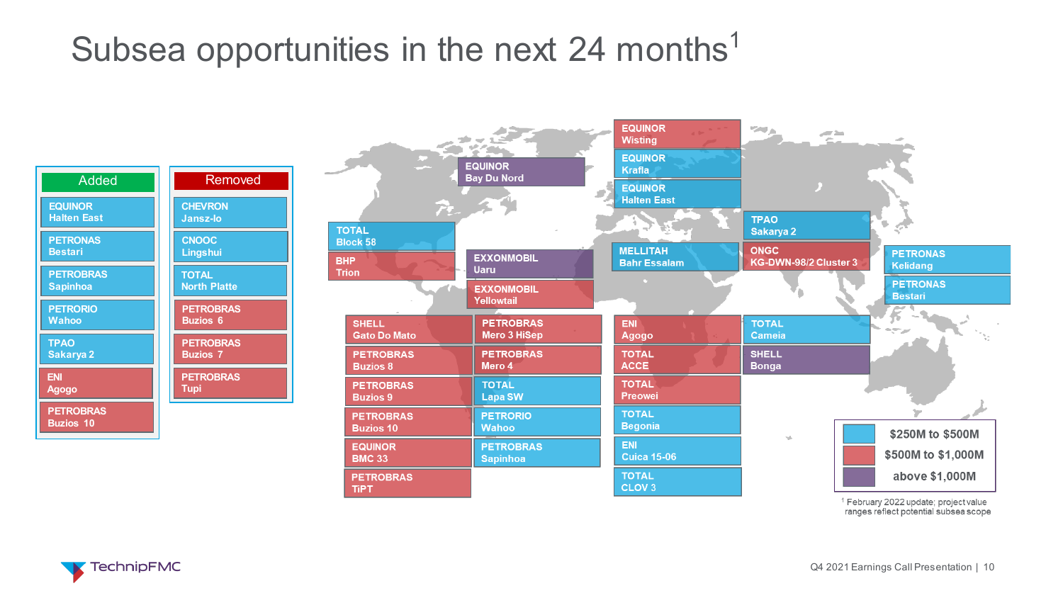# Subsea opportunities in the next 24 months[1]

**Added**

- EQUINOR Halten East
- PETRONAS Bestari
- PETROBRAS Sapinhoa
- PETRORIO Wahoo
- TPAO Sakarya 2
- ENI Agogo
- PETROBRAS Buzios 10

**Removed**

- CHEVRON Jansz-Io
- CNOOC Lingshui
- TOTAL North Platte
- PETROBRAS Buzios 6
- PETROBRAS Buzios 7
- PETROBRAS Tupi

| Project | Value range |
|---|---|
| EQUINOR Wisting | $500M to $1,000M |
| EQUINOR Krafla | $250M to $500M |
| EQUINOR Halten East | $250M to $500M |
| EQUINOR Bay Du Nord | above $1,000M |
| TOTAL Block 58 | $250M to $500M |
| BHP Trion | $500M to $1,000M |
| EXXONMOBIL Uaru | above $1,000M |
| EXXONMOBIL Yellowtail | $500M to $1,000M |
| MELLITAH Bahr Essalam | $250M to $500M |
| TPAO Sakarya 2 | $250M to $500M |
| ONGC KG-DWN-98/2 Cluster 3 | $500M to $1,000M |
| PETRONAS Kelidang | $250M to $500M |
| PETRONAS Bestari | $250M to $500M |
| SHELL Gato Do Mato | $500M to $1,000M |
| PETROBRAS Mero 3 HiSep | $500M to $1,000M |
| PETROBRAS Buzios 8 | $500M to $1,000M |
| PETROBRAS Mero 4 | $500M to $1,000M |
| PETROBRAS Buzios 9 | $500M to $1,000M |
| TOTAL Lapa SW | $250M to $500M |
| PETROBRAS Buzios 10 | $500M to $1,000M |
| PETRORIO Wahoo | $250M to $500M |
| EQUINOR BMC 33 | $500M to $1,000M |
| PETROBRAS Sapinhoa | $250M to $500M |
| PETROBRAS TiPT | $500M to $1,000M |
| ENI Agogo | $500M to $1,000M |
| TOTAL Cameia | $250M to $500M |
| TOTAL ACCE | $500M to $1,000M |
| SHELL Bonga | above $1,000M |
| TOTAL Preowei | $500M to $1,000M |
| TOTAL Begonia | $250M to $500M |
| ENI Cuica 15-06 | $250M to $500M |
| TOTAL CLOV 3 | $250M to $500M |

[1] February 2022 update; project value ranges reflect potential subsea scope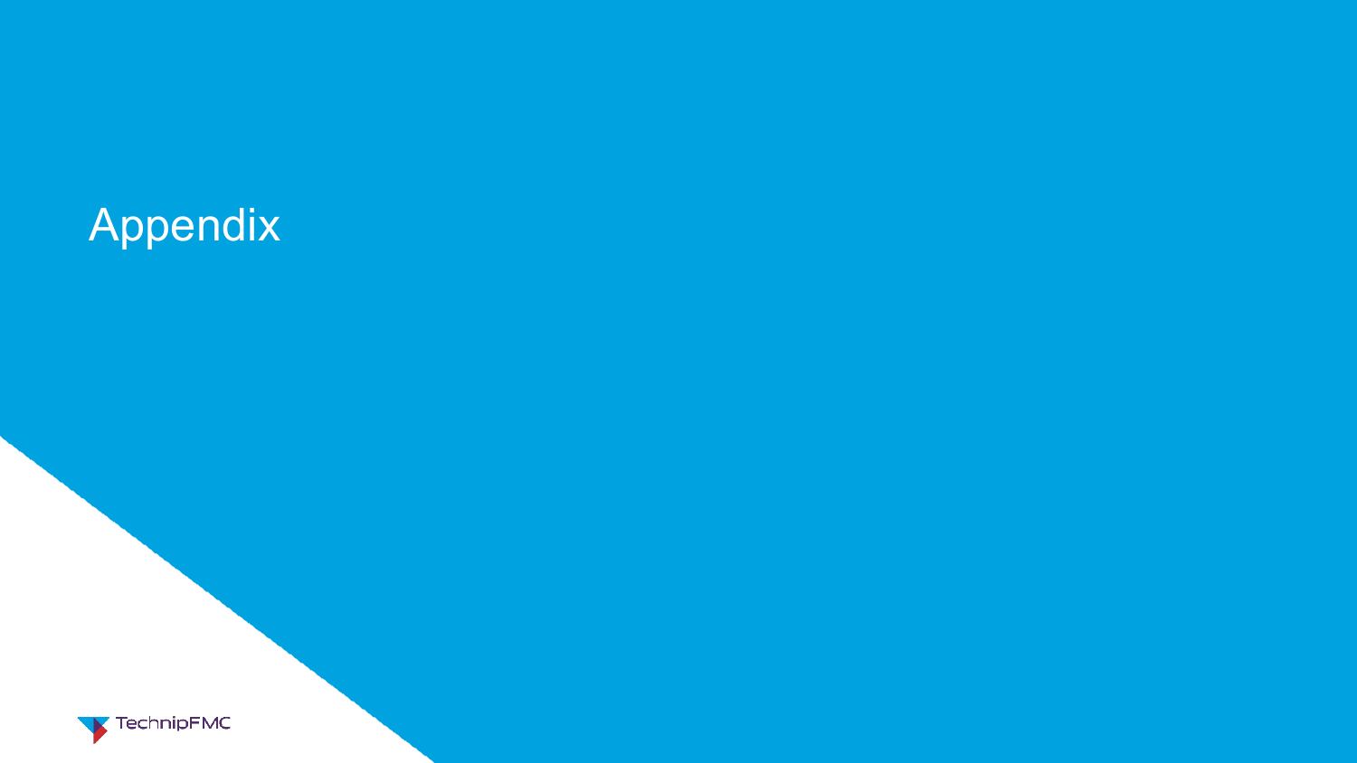# Appendix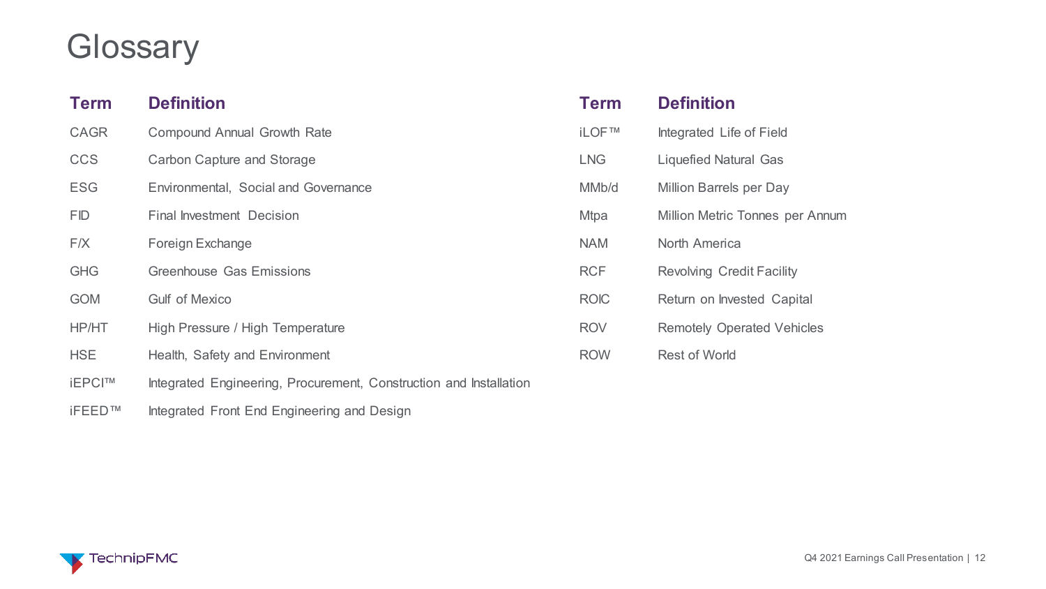# Glossary

| Term | Definition |
| --- | --- |
| CAGR | Compound Annual Growth Rate |
| CCS | Carbon Capture and Storage |
| ESG | Environmental, Social and Governance |
| FID | Final Investment Decision |
| F/X | Foreign Exchange |
| GHG | Greenhouse Gas Emissions |
| GOM | Gulf of Mexico |
| HP/HT | High Pressure / High Temperature |
| HSE | Health, Safety and Environment |
| iEPCI™ | Integrated Engineering, Procurement, Construction and Installation |
| iFEED™ | Integrated Front End Engineering and Design |
| iLOF™ | Integrated Life of Field |
| LNG | Liquefied Natural Gas |
| MMb/d | Million Barrels per Day |
| Mtpa | Million Metric Tonnes per Annum |
| NAM | North America |
| RCF | Revolving Credit Facility |
| ROIC | Return on Invested Capital |
| ROV | Remotely Operated Vehicles |
| ROW | Rest of World |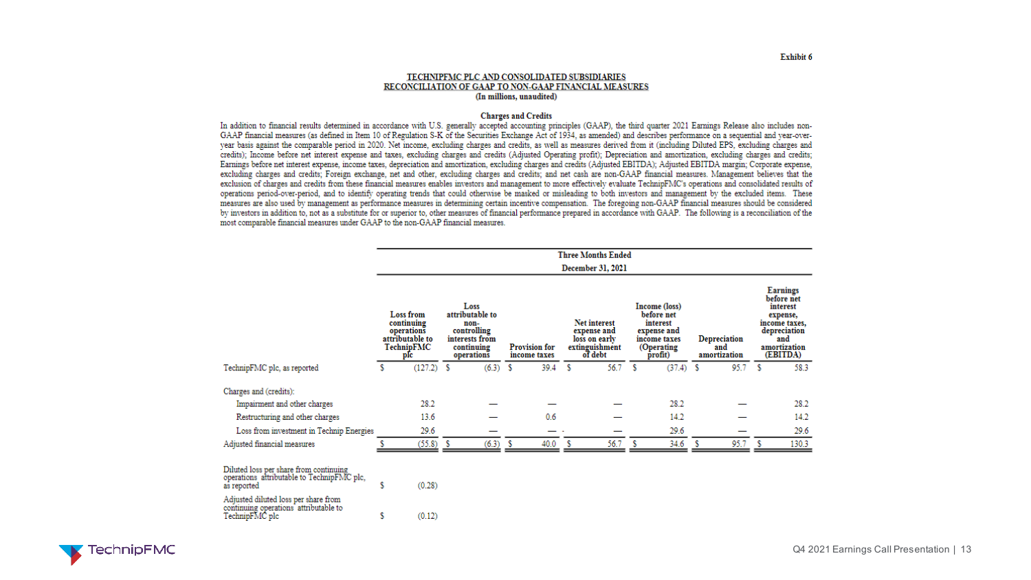Exhibit 6

## TECHNIPFMC PLC AND CONSOLIDATED SUBSIDIARIES
## RECONCILIATION OF GAAP TO NON-GAAP FINANCIAL MEASURES
**(In millions, unaudited)**

### Charges and Credits

In addition to financial results determined in accordance with U.S. generally accepted accounting principles (GAAP), the third quarter 2021 Earnings Release also includes non-GAAP financial measures (as defined in Item 10 of Regulation S-K of the Securities Exchange Act of 1934, as amended) and describes performance on a sequential and year-over-year basis against the comparable period in 2020. Net income, excluding charges and credits, as well as measures derived from it (including Diluted EPS, excluding charges and credits); Income before net interest expense and taxes, excluding charges and credits (Adjusted Operating profit); Depreciation and amortization, excluding charges and credits; Earnings before net interest expense, income taxes, depreciation and amortization, excluding charges and credits (Adjusted EBITDA); Adjusted EBITDA margin; Corporate expense, excluding charges and credits; Foreign exchange, net and other, excluding charges and credits; and net cash are non-GAAP financial measures. Management believes that the exclusion of charges and credits from these financial measures enables investors and management to more effectively evaluate TechnipFMC's operations and consolidated results of operations period-over-period, and to identify operating trends that could otherwise be masked or misleading to both investors and management by the excluded items. These measures are also used by management as performance measures in determining certain incentive compensation. The foregoing non-GAAP financial measures should be considered by investors in addition to, not as a substitute for or superior to, other measures of financial performance prepared in accordance with GAAP. The following is a reconciliation of the most comparable financial measures under GAAP to the non-GAAP financial measures.

| | Three Months Ended December 31, 2021 | | | | | | |
|---|---|---|---|---|---|---|---|
| | Loss from continuing operations attributable to TechnipFMC plc | Loss attributable to non-controlling interests from continuing operations | Provision for income taxes | Net interest expense and loss on early extinguishment of debt | Income (loss) before net interest expense and income taxes (Operating profit) | Depreciation and amortization | Earnings before net interest expense, income taxes, depreciation and amortization (EBITDA) |
| TechnipFMC plc, as reported | $ (127.2) | $ (6.3) | $ 39.4 | $ 56.7 | $ (37.4) | $ 95.7 | $ 58.3 |
| Charges and (credits): | | | | | | | |
| Impairment and other charges | 28.2 | — | — | — | 28.2 | — | 28.2 |
| Restructuring and other charges | 13.6 | — | 0.6 | — | 14.2 | — | 14.2 |
| Loss from investment in Technip Energies | 29.6 | — | — | — | 29.6 | — | 29.6 |
| Adjusted financial measures | $ (55.8) | $ (6.3) | $ 40.0 | $ 56.7 | $ 34.6 | $ 95.7 | $ 130.3 |
| | | | | | | | |
| Diluted loss per share from continuing operations attributable to TechnipFMC plc, as reported | $ (0.28) | | | | | | |
| Adjusted diluted loss per share from continuing operations attributable to TechnipFMC plc | $ (0.12) | | | | | | |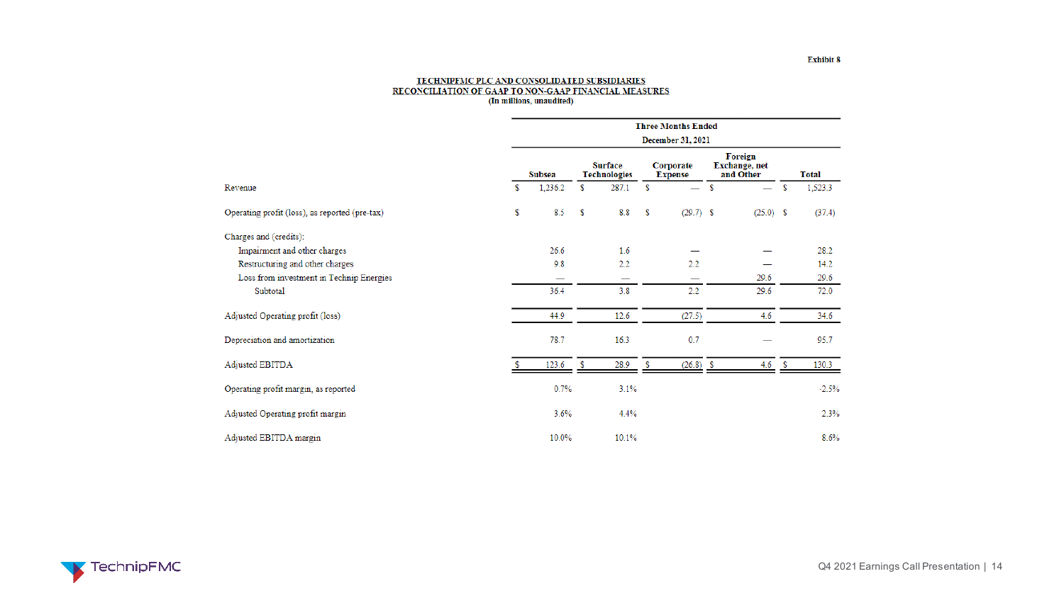Exhibit 8

**TECHNIPFMC PLC AND CONSOLIDATED SUBSIDIARIES**
**RECONCILIATION OF GAAP TO NON-GAAP FINANCIAL MEASURES**
**(In millions, unaudited)**

| | Three Months Ended December 31, 2021 | | | | |
|---|---|---|---|---|---|
| | **Subsea** | **Surface Technologies** | **Corporate Expense** | **Foreign Exchange, net and Other** | **Total** |
| Revenue | $ 1,236.2 | $ 287.1 | $ — | $ — | $ 1,523.3 |
| Operating profit (loss), as reported (pre-tax) | $ 8.5 | $ 8.8 | $ (29.7) | $ (25.0) | $ (37.4) |
| Charges and (credits): | | | | | |
| Impairment and other charges | 26.6 | 1.6 | — | — | 28.2 |
| Restructuring and other charges | 9.8 | 2.2 | 2.2 | — | 14.2 |
| Loss from investment in Technip Energies | — | — | — | 29.6 | 29.6 |
| Subtotal | 36.4 | 3.8 | 2.2 | 29.6 | 72.0 |
| Adjusted Operating profit (loss) | 44.9 | 12.6 | (27.5) | 4.6 | 34.6 |
| Depreciation and amortization | 78.7 | 16.3 | 0.7 | — | 95.7 |
| Adjusted EBITDA | $ 123.6 | $ 28.9 | $ (26.8) | $ 4.6 | $ 130.3 |
| Operating profit margin, as reported | 0.7% | 3.1% | | | -2.5% |
| Adjusted Operating profit margin | 3.6% | 4.4% | | | 2.3% |
| Adjusted EBITDA margin | 10.0% | 10.1% | | | 8.6% |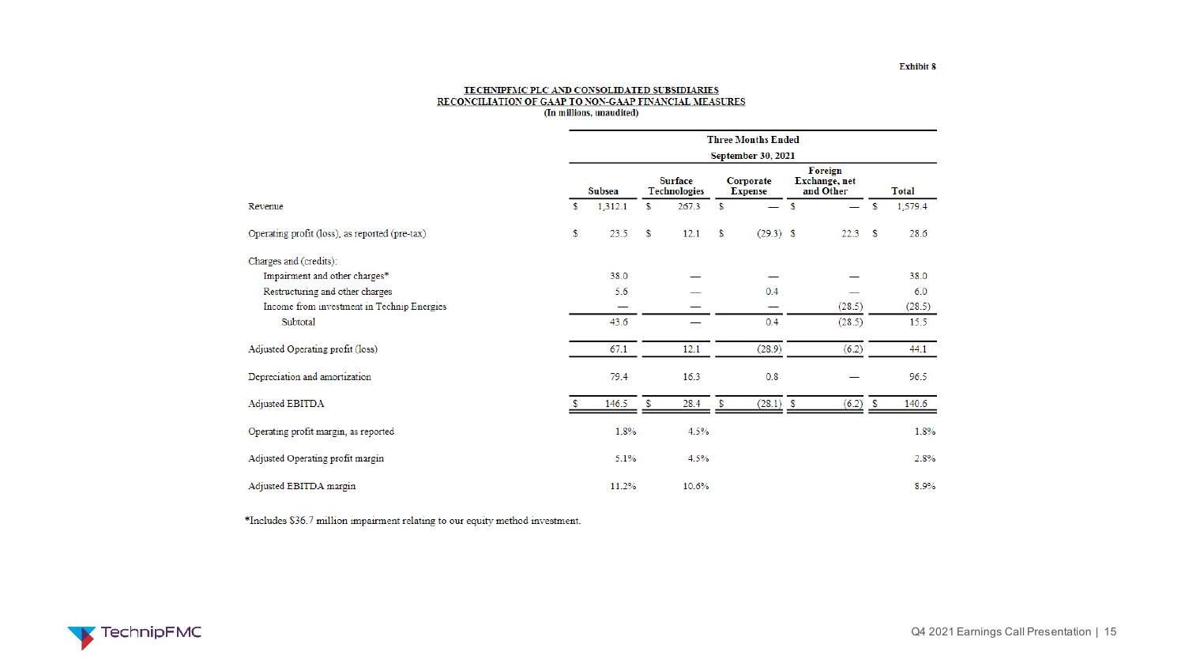Exhibit 8

**TECHNIPFMC PLC AND CONSOLIDATED SUBSIDIARIES**
**RECONCILIATION OF GAAP TO NON-GAAP FINANCIAL MEASURES**
**(In millions, unaudited)**

| | Three Months Ended September 30, 2021 | | | | |
|---|---|---|---|---|---|
| | Subsea | Surface Technologies | Corporate Expense | Foreign Exchange, net and Other | Total |
| Revenue | $ 1,312.1 | $ 267.3 | $ — | $ — | $ 1,579.4 |
| Operating profit (loss), as reported (pre-tax) | $ 23.5 | $ 12.1 | $ (29.3) | $ 22.3 | $ 28.6 |
| Charges and (credits): | | | | | |
| Impairment and other charges* | 38.0 | — | — | — | 38.0 |
| Restructuring and other charges | 5.6 | — | 0.4 | — | 6.0 |
| Income from investment in Technip Energies | — | — | — | (28.5) | (28.5) |
| Subtotal | 43.6 | — | 0.4 | (28.5) | 15.5 |
| Adjusted Operating profit (loss) | 67.1 | 12.1 | (28.9) | (6.2) | 44.1 |
| Depreciation and amortization | 79.4 | 16.3 | 0.8 | — | 96.5 |
| Adjusted EBITDA | $ 146.5 | $ 28.4 | $ (28.1) | $ (6.2) | $ 140.6 |
| Operating profit margin, as reported | 1.8% | 4.5% | | | 1.8% |
| Adjusted Operating profit margin | 5.1% | 4.5% | | | 2.8% |
| Adjusted EBITDA margin | 11.2% | 10.6% | | | 8.9% |

*Includes $36.7 million impairment relating to our equity method investment.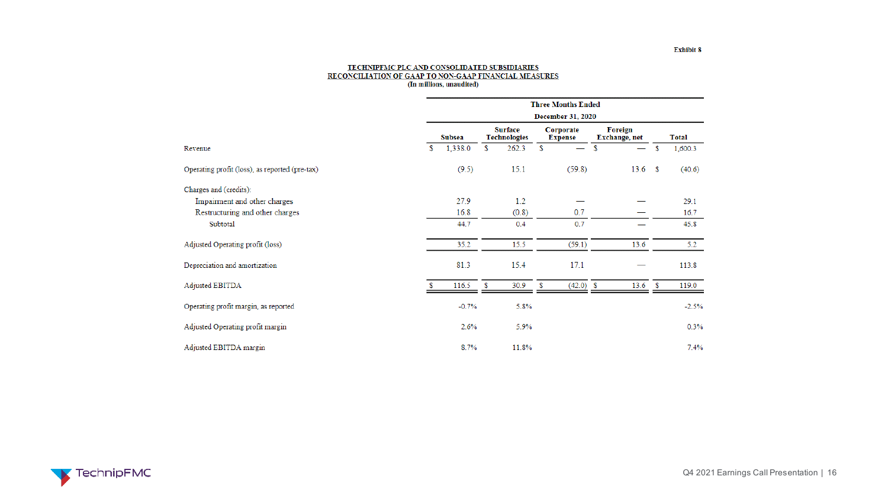Exhibit 8

**TECHNIPFMC PLC AND CONSOLIDATED SUBSIDIARIES**
**RECONCILIATION OF GAAP TO NON-GAAP FINANCIAL MEASURES**
**(In millions, unaudited)**

| | Three Months Ended December 31, 2020 | | | | |
|---|---|---|---|---|---|
| | Subsea | Surface Technologies | Corporate Expense | Foreign Exchange, net | Total |
| Revenue | $ 1,338.0 | $ 262.3 | $ — | $ — | $ 1,600.3 |
| Operating profit (loss), as reported (pre-tax) | (9.5) | 15.1 | (59.8) | 13.6 | $ (40.6) |
| Charges and (credits): | | | | | |
| Impairment and other charges | 27.9 | 1.2 | — | — | 29.1 |
| Restructuring and other charges | 16.8 | (0.8) | 0.7 | — | 16.7 |
| Subtotal | 44.7 | 0.4 | 0.7 | — | 45.8 |
| Adjusted Operating profit (loss) | 35.2 | 15.5 | (59.1) | 13.6 | 5.2 |
| Depreciation and amortization | 81.3 | 15.4 | 17.1 | — | 113.8 |
| Adjusted EBITDA | $ 116.5 | $ 30.9 | $ (42.0) | $ 13.6 | $ 119.0 |
| Operating profit margin, as reported | -0.7% | 5.8% | | | -2.5% |
| Adjusted Operating profit margin | 2.6% | 5.9% | | | 0.3% |
| Adjusted EBITDA margin | 8.7% | 11.8% | | | 7.4% |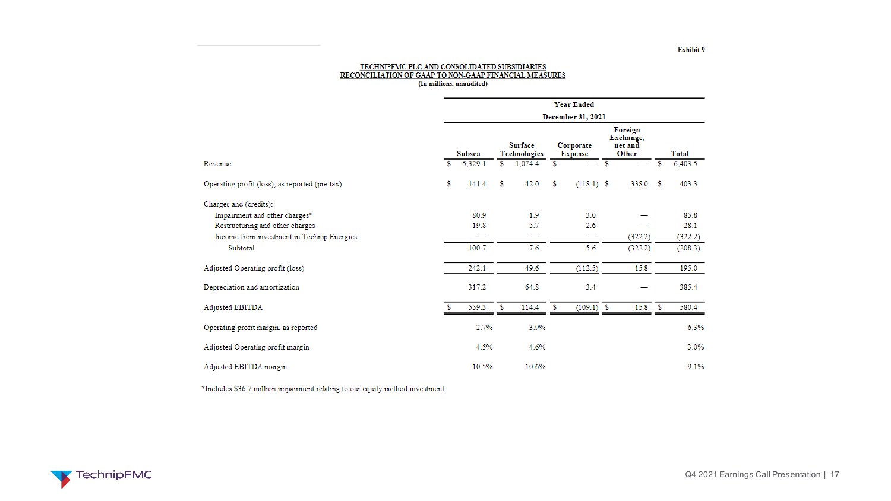Exhibit 9

**TECHNIPFMC PLC AND CONSOLIDATED SUBSIDIARIES**
**RECONCILIATION OF GAAP TO NON-GAAP FINANCIAL MEASURES**
**(In millions, unaudited)**

| | Year Ended December 31, 2021 | | | | |
|---|---|---|---|---|---|
| | **Subsea** | **Surface Technologies** | **Corporate Expense** | **Foreign Exchange, net and Other** | **Total** |
| Revenue | $ 5,329.1 | $ 1,074.4 | $ — | $ — | $ 6,403.5 |
| Operating profit (loss), as reported (pre-tax) | $ 141.4 | $ 42.0 | $ (118.1) | $ 338.0 | $ 403.3 |
| Charges and (credits): | | | | | |
| Impairment and other charges* | 80.9 | 1.9 | 3.0 | — | 85.8 |
| Restructuring and other charges | 19.8 | 5.7 | 2.6 | — | 28.1 |
| Income from investment in Technip Energies | — | — | — | (322.2) | (322.2) |
| Subtotal | 100.7 | 7.6 | 5.6 | (322.2) | (208.3) |
| Adjusted Operating profit (loss) | 242.1 | 49.6 | (112.5) | 15.8 | 195.0 |
| Depreciation and amortization | 317.2 | 64.8 | 3.4 | — | 385.4 |
| Adjusted EBITDA | $ 559.3 | $ 114.4 | $ (109.1) | $ 15.8 | $ 580.4 |
| Operating profit margin, as reported | 2.7% | 3.9% | | | 6.3% |
| Adjusted Operating profit margin | 4.5% | 4.6% | | | 3.0% |
| Adjusted EBITDA margin | 10.5% | 10.6% | | | 9.1% |

*Includes $36.7 million impairment relating to our equity method investment.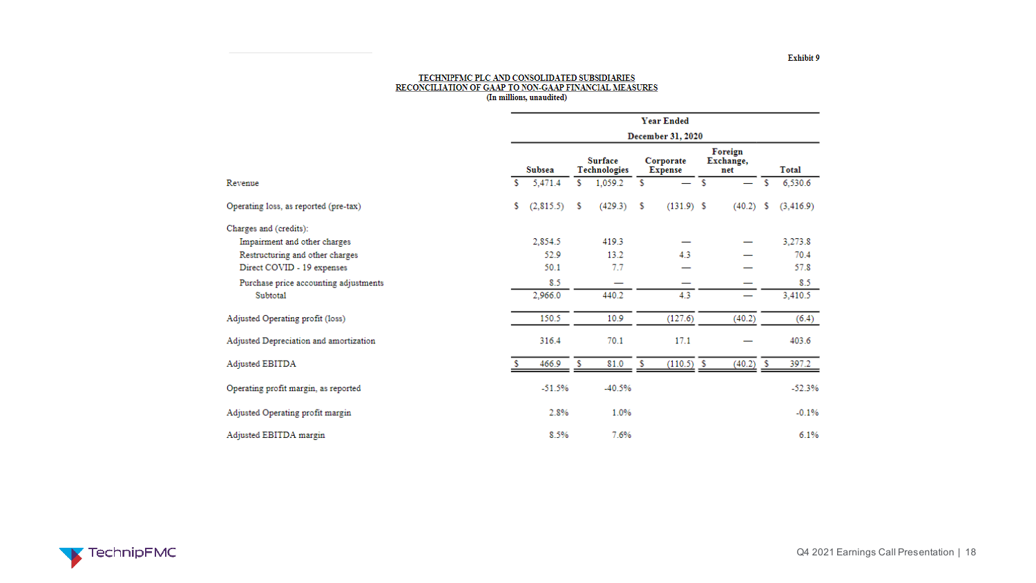Exhibit 9

**TECHNIPFMC PLC AND CONSOLIDATED SUBSIDIARIES**
**RECONCILIATION OF GAAP TO NON-GAAP FINANCIAL MEASURES**
(In millions, unaudited)

| | Year Ended December 31, 2020 | | | | |
|---|---|---|---|---|---|
| | Subsea | Surface Technologies | Corporate Expense | Foreign Exchange, net | Total |
| Revenue | $ 5,471.4 | $ 1,059.2 | $ — | $ — | $ 6,530.6 |
| Operating loss, as reported (pre-tax) | $ (2,815.5) | $ (429.3) | $ (131.9) | $ (40.2) | $ (3,416.9) |
| Charges and (credits): | | | | | |
| Impairment and other charges | 2,854.5 | 419.3 | — | — | 3,273.8 |
| Restructuring and other charges | 52.9 | 13.2 | 4.3 | — | 70.4 |
| Direct COVID - 19 expenses | 50.1 | 7.7 | — | — | 57.8 |
| Purchase price accounting adjustments | 8.5 | — | — | — | 8.5 |
| Subtotal | 2,966.0 | 440.2 | 4.3 | — | 3,410.5 |
| Adjusted Operating profit (loss) | 150.5 | 10.9 | (127.6) | (40.2) | (6.4) |
| Adjusted Depreciation and amortization | 316.4 | 70.1 | 17.1 | — | 403.6 |
| Adjusted EBITDA | $ 466.9 | $ 81.0 | $ (110.5) | $ (40.2) | $ 397.2 |
| Operating profit margin, as reported | -51.5% | -40.5% | | | -52.3% |
| Adjusted Operating profit margin | 2.8% | 1.0% | | | -0.1% |
| Adjusted EBITDA margin | 8.5% | 7.6% | | | 6.1% |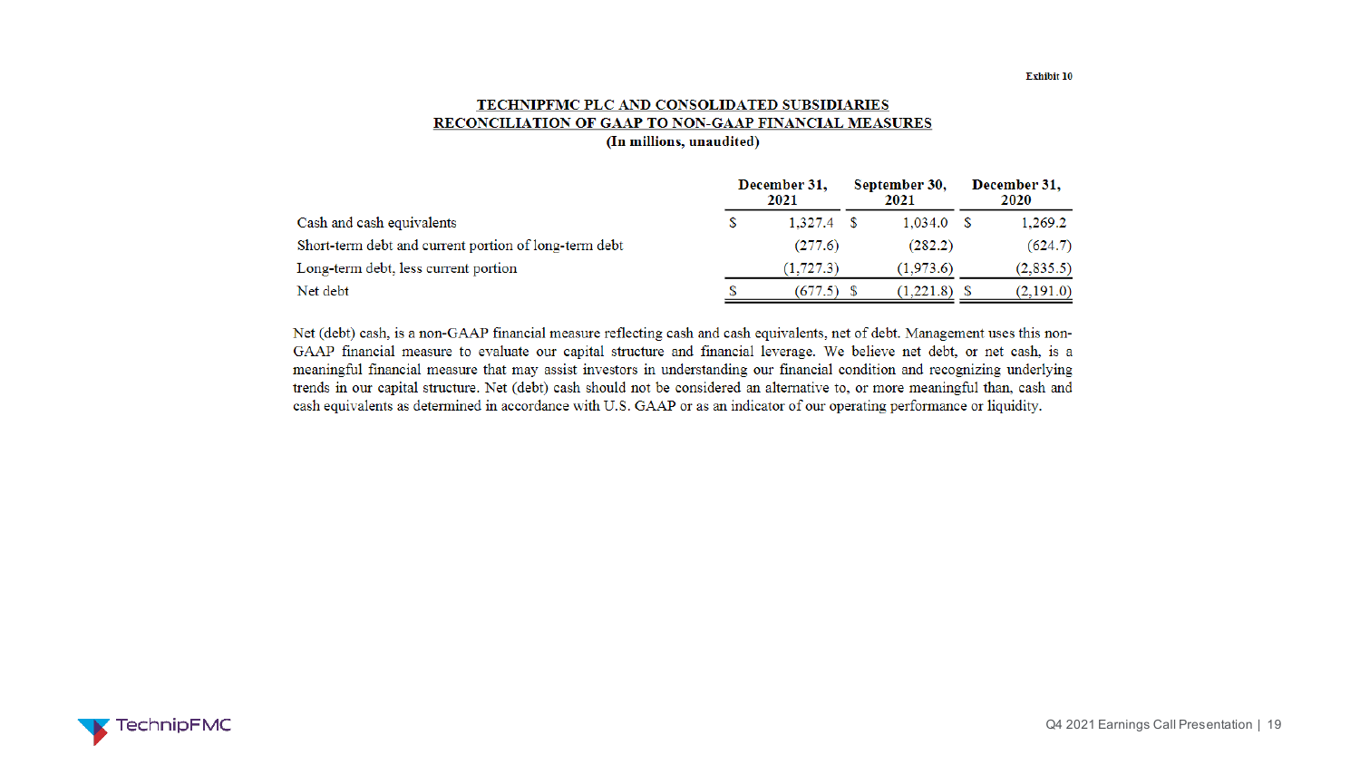Exhibit 10

**TECHNIPFMC PLC AND CONSOLIDATED SUBSIDIARIES**
**RECONCILIATION OF GAAP TO NON-GAAP FINANCIAL MEASURES**
**(In millions, unaudited)**

| | December 31, 2021 | September 30, 2021 | December 31, 2020 |
|---|---|---|---|
| Cash and cash equivalents | $ 1,327.4 | $ 1,034.0 | $ 1,269.2 |
| Short-term debt and current portion of long-term debt | (277.6) | (282.2) | (624.7) |
| Long-term debt, less current portion | (1,727.3) | (1,973.6) | (2,835.5) |
| Net debt | $ (677.5) | $ (1,221.8) | $ (2,191.0) |

Net (debt) cash, is a non-GAAP financial measure reflecting cash and cash equivalents, net of debt. Management uses this non-GAAP financial measure to evaluate our capital structure and financial leverage. We believe net debt, or net cash, is a meaningful financial measure that may assist investors in understanding our financial condition and recognizing underlying trends in our capital structure. Net (debt) cash should not be considered an alternative to, or more meaningful than, cash and cash equivalents as determined in accordance with U.S. GAAP or as an indicator of our operating performance or liquidity.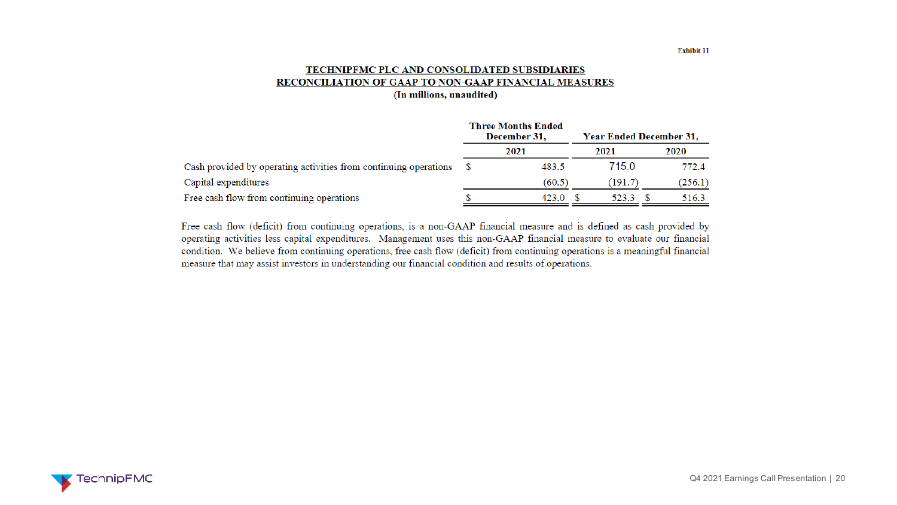Exhibit 11

**TECHNIPFMC PLC AND CONSOLIDATED SUBSIDIARIES**
**RECONCILIATION OF GAAP TO NON-GAAP FINANCIAL MEASURES**
**(In millions, unaudited)**

| | Three Months Ended December 31, | Year Ended December 31, | |
|---|---|---|---|
| | 2021 | 2021 | 2020 |
| Cash provided by operating activities from continuing operations | $ 483.5 | 715.0 | 772.4 |
| Capital expenditures | (60.5) | (191.7) | (256.1) |
| Free cash flow from continuing operations | $ 423.0 | $ 523.3 | $ 516.3 |

Free cash flow (deficit) from continuing operations, is a non-GAAP financial measure and is defined as cash provided by operating activities less capital expenditures. Management uses this non-GAAP financial measure to evaluate our financial condition. We believe from continuing operations, free cash flow (deficit) from continuing operations is a meaningful financial measure that may assist investors in understanding our financial condition and results of operations.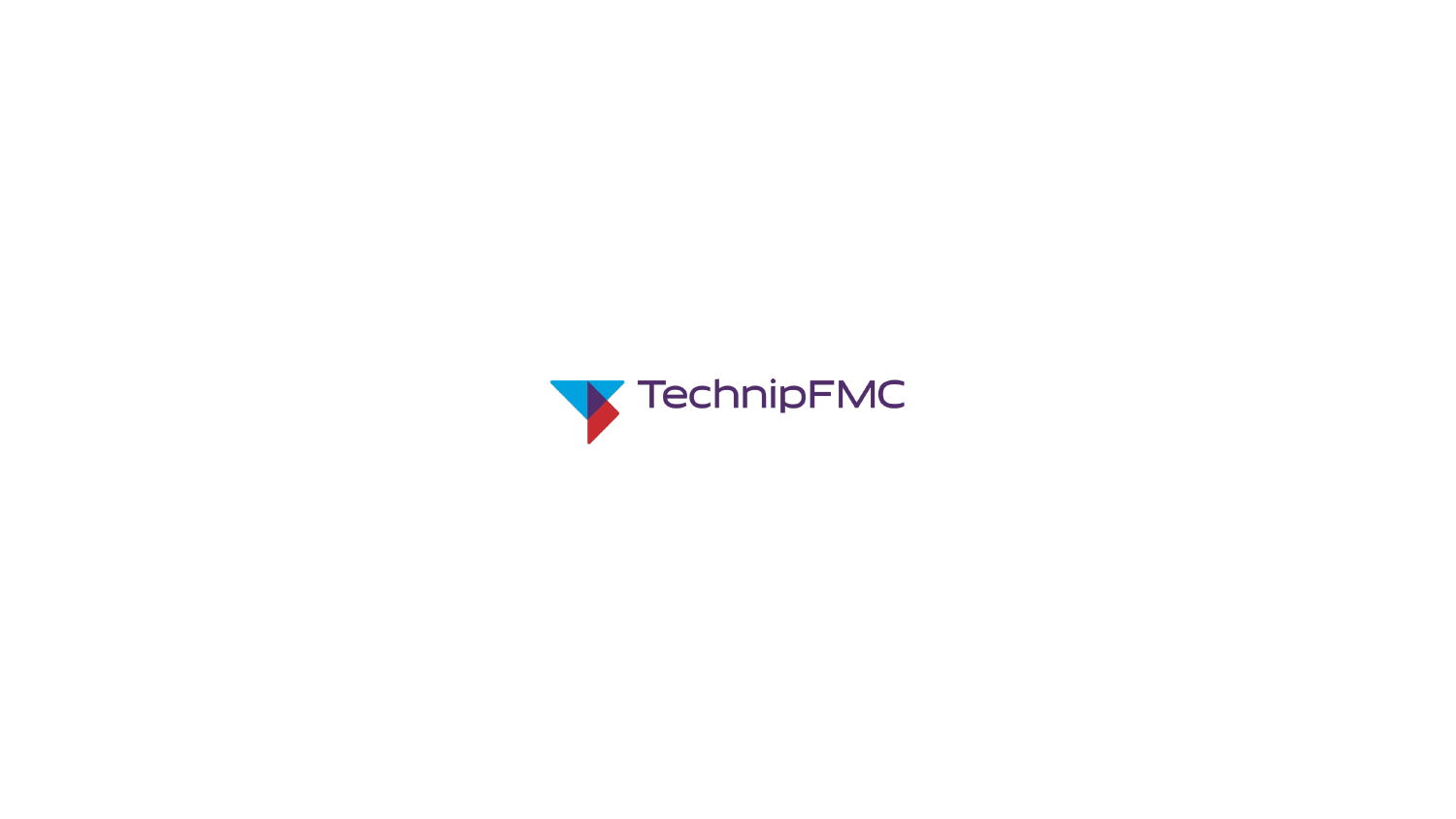TechnipFMC